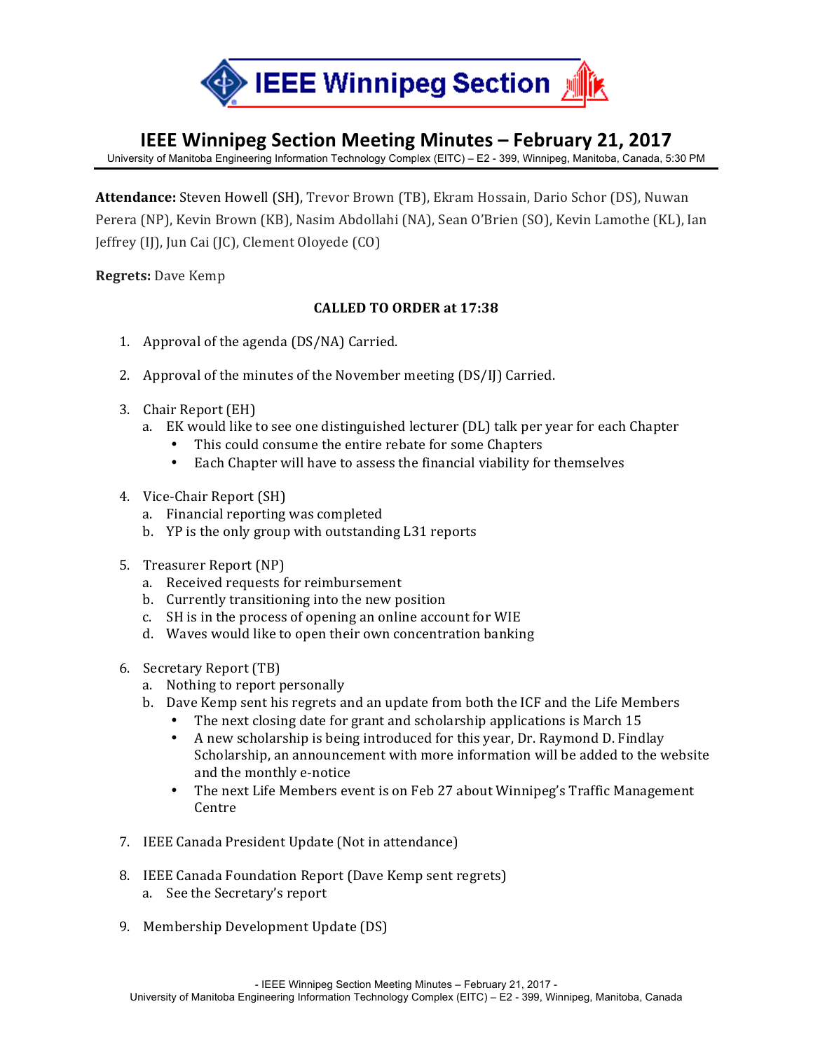IEEE Winnipeg Section

# IEEE Winnipeg Section Meeting Minutes – February 21, 2017

University of Manitoba Engineering Information Technology Complex (EITC) – E2 - 399, Winnipeg, Manitoba, Canada, 5:30 PM

**Attendance:** Steven Howell (SH), Trevor Brown (TB), Ekram Hossain, Dario Schor (DS), Nuwan Perera (NP), Kevin Brown (KB), Nasim Abdollahi (NA), Sean O'Brien (SO), Kevin Lamothe (KL), Ian Jeffrey (IJ), Jun Cai (JC), Clement Oloyede (CO)

**Regrets:** Dave Kemp

**CALLED TO ORDER at 17:38**

1. Approval of the agenda (DS/NA) Carried.

2. Approval of the minutes of the November meeting (DS/IJ) Carried.

3. Chair Report (EH)
   a. EK would like to see one distinguished lecturer (DL) talk per year for each Chapter
      - This could consume the entire rebate for some Chapters
      - Each Chapter will have to assess the financial viability for themselves

4. Vice-Chair Report (SH)
   a. Financial reporting was completed
   b. YP is the only group with outstanding L31 reports

5. Treasurer Report (NP)
   a. Received requests for reimbursement
   b. Currently transitioning into the new position
   c. SH is in the process of opening an online account for WIE
   d. Waves would like to open their own concentration banking

6. Secretary Report (TB)
   a. Nothing to report personally
   b. Dave Kemp sent his regrets and an update from both the ICF and the Life Members
      - The next closing date for grant and scholarship applications is March 15
      - A new scholarship is being introduced for this year, Dr. Raymond D. Findlay Scholarship, an announcement with more information will be added to the website and the monthly e-notice
      - The next Life Members event is on Feb 27 about Winnipeg's Traffic Management Centre

7. IEEE Canada President Update (Not in attendance)

8. IEEE Canada Foundation Report (Dave Kemp sent regrets)
   a. See the Secretary's report

9. Membership Development Update (DS)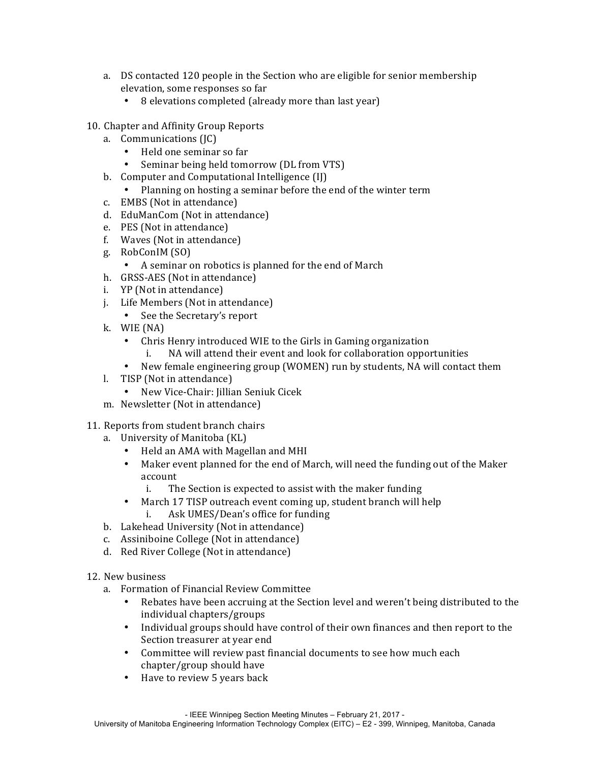a. DS contacted 120 people in the Section who are eligible for senior membership elevation, some responses so far
   - 8 elevations completed (already more than last year)

10. Chapter and Affinity Group Reports
    a. Communications (JC)
       - Held one seminar so far
       - Seminar being held tomorrow (DL from VTS)
    b. Computer and Computational Intelligence (IJ)
       - Planning on hosting a seminar before the end of the winter term
    c. EMBS (Not in attendance)
    d. EduManCom (Not in attendance)
    e. PES (Not in attendance)
    f. Waves (Not in attendance)
    g. RobConIM (SO)
       - A seminar on robotics is planned for the end of March
    h. GRSS-AES (Not in attendance)
    i. YP (Not in attendance)
    j. Life Members (Not in attendance)
       - See the Secretary's report
    k. WIE (NA)
       - Chris Henry introduced WIE to the Girls in Gaming organization
         i. NA will attend their event and look for collaboration opportunities
       - New female engineering group (WOMEN) run by students, NA will contact them
    l. TISP (Not in attendance)
       - New Vice-Chair: Jillian Seniuk Cicek
    m. Newsletter (Not in attendance)

11. Reports from student branch chairs
    a. University of Manitoba (KL)
       - Held an AMA with Magellan and MHI
       - Maker event planned for the end of March, will need the funding out of the Maker account
         i. The Section is expected to assist with the maker funding
       - March 17 TISP outreach event coming up, student branch will help
         i. Ask UMES/Dean's office for funding
    b. Lakehead University (Not in attendance)
    c. Assiniboine College (Not in attendance)
    d. Red River College (Not in attendance)

12. New business
    a. Formation of Financial Review Committee
       - Rebates have been accruing at the Section level and weren't being distributed to the individual chapters/groups
       - Individual groups should have control of their own finances and then report to the Section treasurer at year end
       - Committee will review past financial documents to see how much each chapter/group should have
       - Have to review 5 years back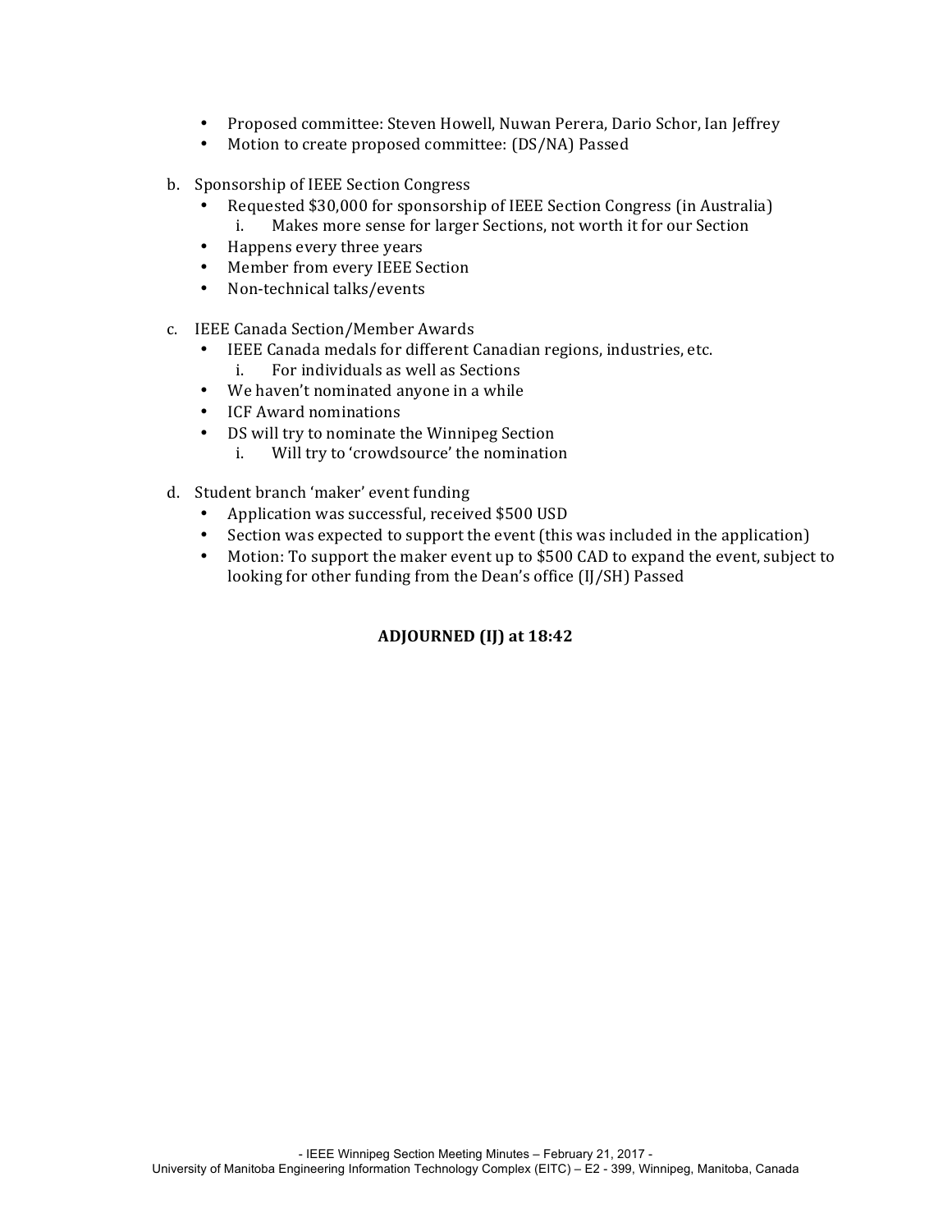- Proposed committee: Steven Howell, Nuwan Perera, Dario Schor, Ian Jeffrey
- Motion to create proposed committee: (DS/NA) Passed

b. Sponsorship of IEEE Section Congress
   - Requested $30,000 for sponsorship of IEEE Section Congress (in Australia)
     i. Makes more sense for larger Sections, not worth it for our Section
   - Happens every three years
   - Member from every IEEE Section
   - Non-technical talks/events

c. IEEE Canada Section/Member Awards
   - IEEE Canada medals for different Canadian regions, industries, etc.
     i. For individuals as well as Sections
   - We haven't nominated anyone in a while
   - ICF Award nominations
   - DS will try to nominate the Winnipeg Section
     i. Will try to 'crowdsource' the nomination

d. Student branch 'maker' event funding
   - Application was successful, received $500 USD
   - Section was expected to support the event (this was included in the application)
   - Motion: To support the maker event up to $500 CAD to expand the event, subject to looking for other funding from the Dean's office (IJ/SH) Passed

**ADJOURNED (IJ) at 18:42**